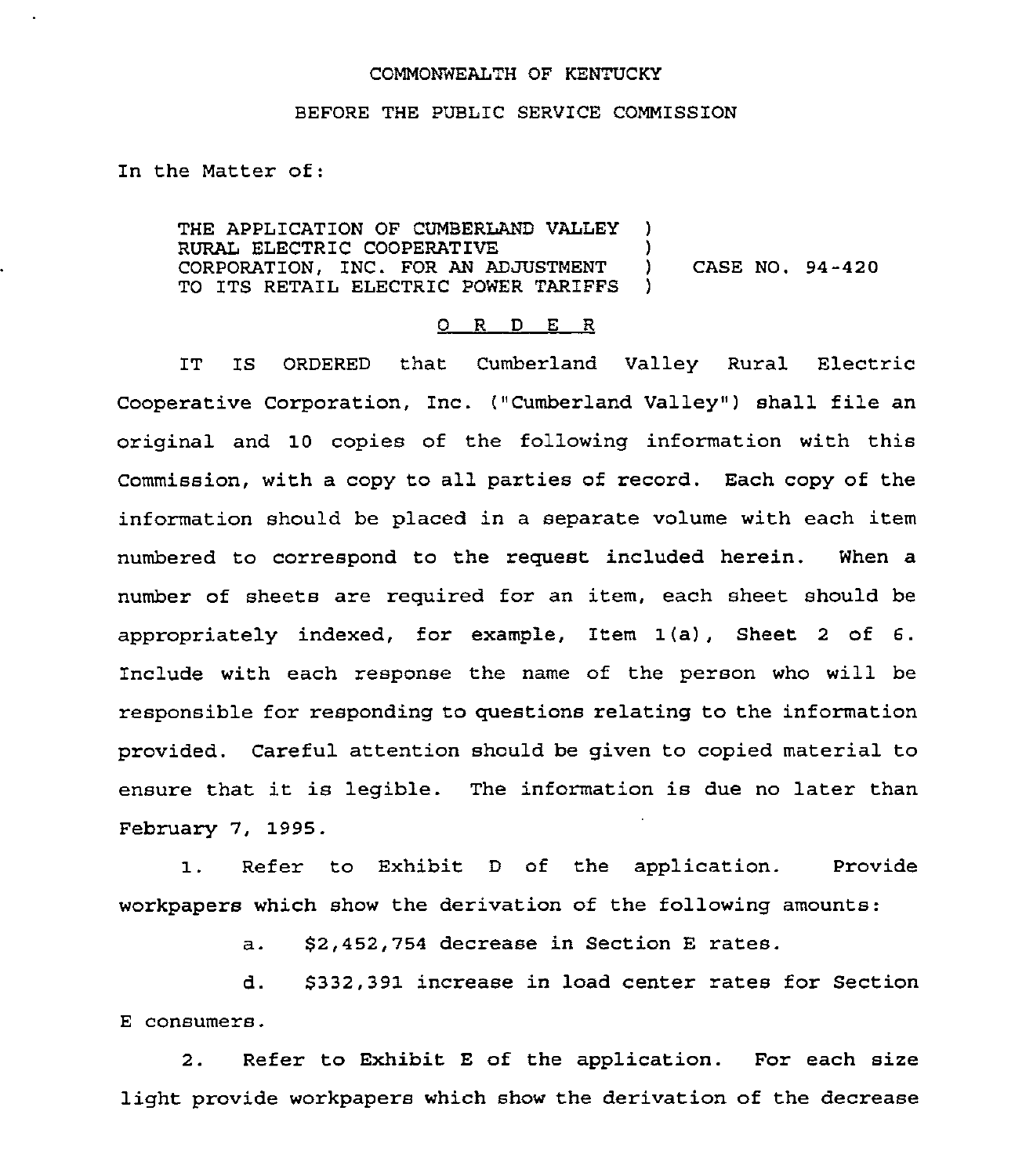COMMONWEALTH OF KENTUCKY

BEFORE THE PUBLIC SERVICE COMMISSION

In the Matter of:

| | | |
|---|---|---|
| THE APPLICATION OF CUMBERLAND VALLEY RURAL ELECTRIC COOPERATIVE CORPORATION, INC. FOR AN ADJUSTMENT TO ITS RETAIL ELECTRIC POWER TARIFFS | ) | CASE NO. 94-420 |

O R D E R

IT IS ORDERED that Cumberland Valley Rural Electric Cooperative Corporation, Inc. ("Cumberland Valley") shall file an original and 10 copies of the following information with this Commission, with a copy to all parties of record. Each copy of the information should be placed in a separate volume with each item numbered to correspond to the request included herein. When a number of sheets are required for an item, each sheet should be appropriately indexed, for example, Item 1(a), Sheet 2 of 6. Include with each response the name of the person who will be responsible for responding to questions relating to the information provided. Careful attention should be given to copied material to ensure that it is legible. The information is due no later than February 7, 1995.

1. Refer to Exhibit D of the application. Provide workpapers which show the derivation of the following amounts:

a. $2,452,754 decrease in Section E rates.

d. $332,391 increase in load center rates for Section E consumers.

2. Refer to Exhibit E of the application. For each size light provide workpapers which show the derivation of the decrease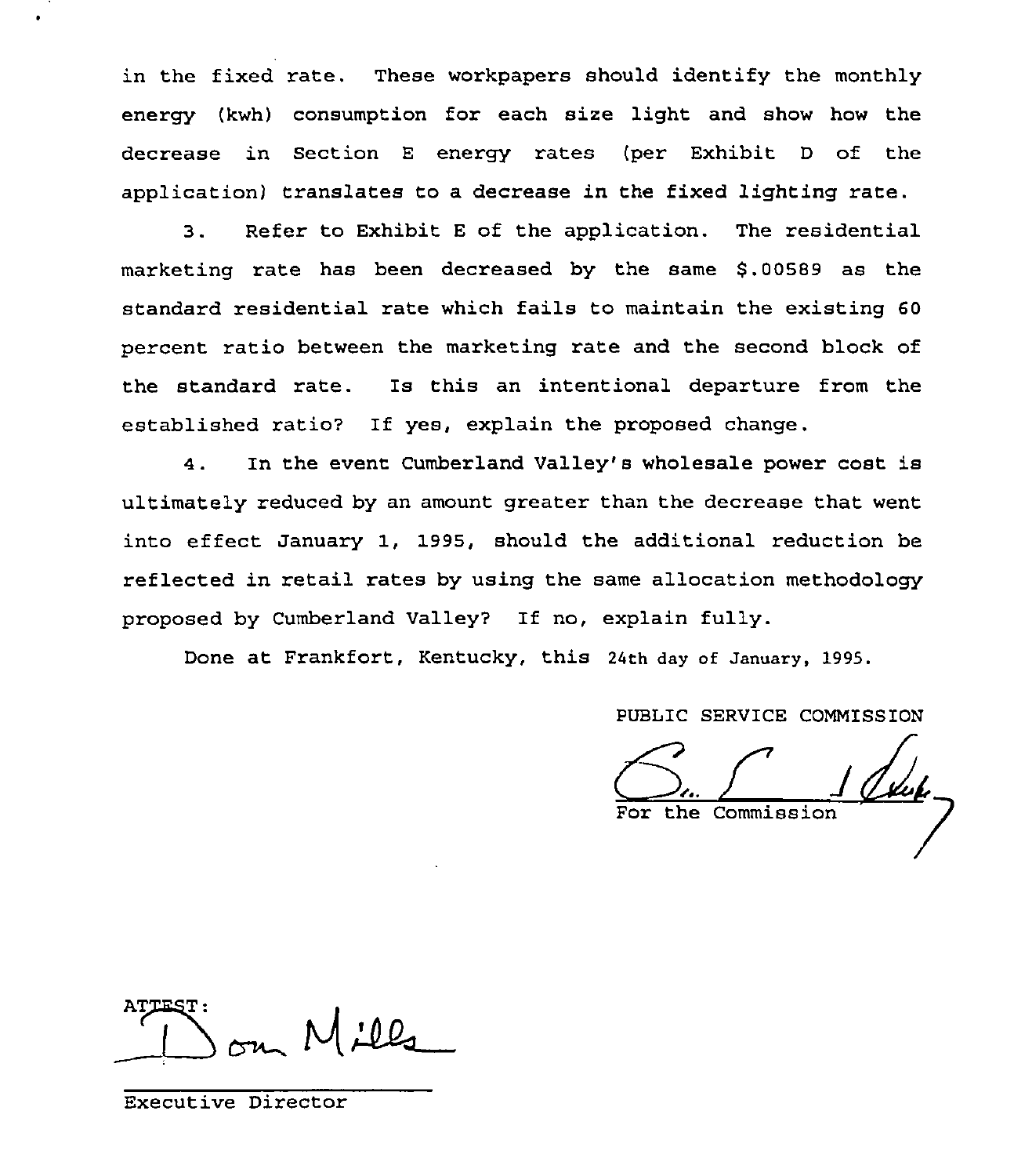in the fixed rate. These workpapers should identify the monthly energy (kwh) consumption for each size light and show how the decrease in Section E energy rates (per Exhibit D of the application) translates to a decrease in the fixed lighting rate.

3. Refer to Exhibit E of the application. The residential marketing rate has been decreased by the same $.00589 as the standard residential rate which fails to maintain the existing 60 percent ratio between the marketing rate and the second block of the standard rate. Is this an intentional departure from the established ratio? If yes, explain the proposed change.

4. In the event Cumberland Valley's wholesale power cost is ultimately reduced by an amount greater than the decrease that went into effect January 1, 1995, should the additional reduction be reflected in retail rates by using the same allocation methodology proposed by Cumberland Valley? If no, explain fully.

Done at Frankfort, Kentucky, this 24th day of January, 1995.

PUBLIC SERVICE COMMISSION

For the Commission

ATTEST:

Executive Director